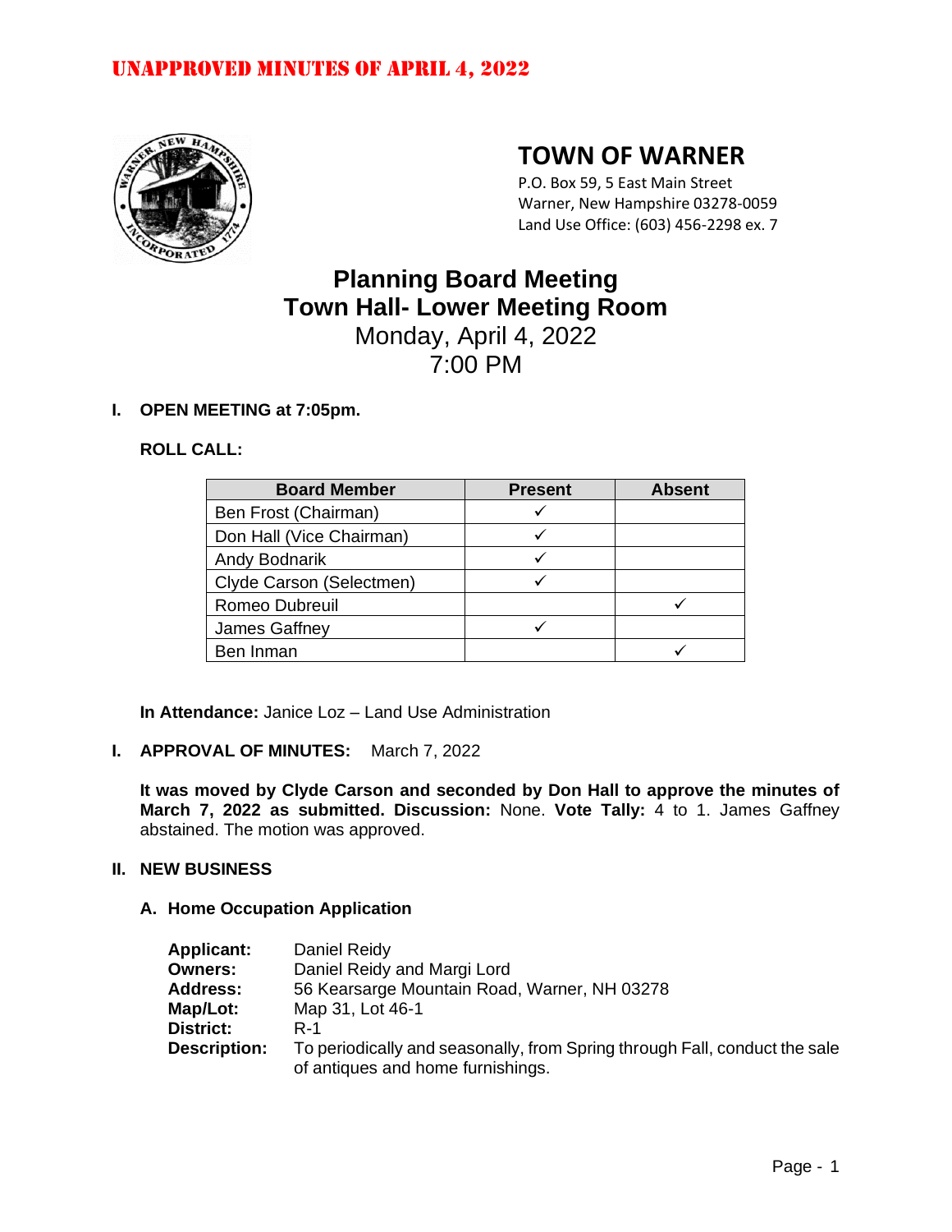# UNAPPROVED MINUTES OF APRIL 4, 2022

## TOWN OF WARNER

P.O. Box 59, 5 East Main Street
Warner, New Hampshire 03278-0059
Land Use Office: (603) 456-2298 ex. 7

# Planning Board Meeting
# Town Hall- Lower Meeting Room
Monday, April 4, 2022
7:00 PM

**I. OPEN MEETING at 7:05pm.**

**ROLL CALL:**

| Board Member | Present | Absent |
|---|---|---|
| Ben Frost (Chairman) | ✓ | |
| Don Hall (Vice Chairman) | ✓ | |
| Andy Bodnarik | ✓ | |
| Clyde Carson (Selectmen) | ✓ | |
| Romeo Dubreuil | | ✓ |
| James Gaffney | ✓ | |
| Ben Inman | | ✓ |

**In Attendance:** Janice Loz – Land Use Administration

**I. APPROVAL OF MINUTES:** March 7, 2022

**It was moved by Clyde Carson and seconded by Don Hall to approve the minutes of March 7, 2022 as submitted. Discussion:** None. **Vote Tally:** 4 to 1. James Gaffney abstained. The motion was approved.

**II. NEW BUSINESS**

**A. Home Occupation Application**

**Applicant:** Daniel Reidy
**Owners:** Daniel Reidy and Margi Lord
**Address:** 56 Kearsarge Mountain Road, Warner, NH 03278
**Map/Lot:** Map 31, Lot 46-1
**District:** R-1
**Description:** To periodically and seasonally, from Spring through Fall, conduct the sale of antiques and home furnishings.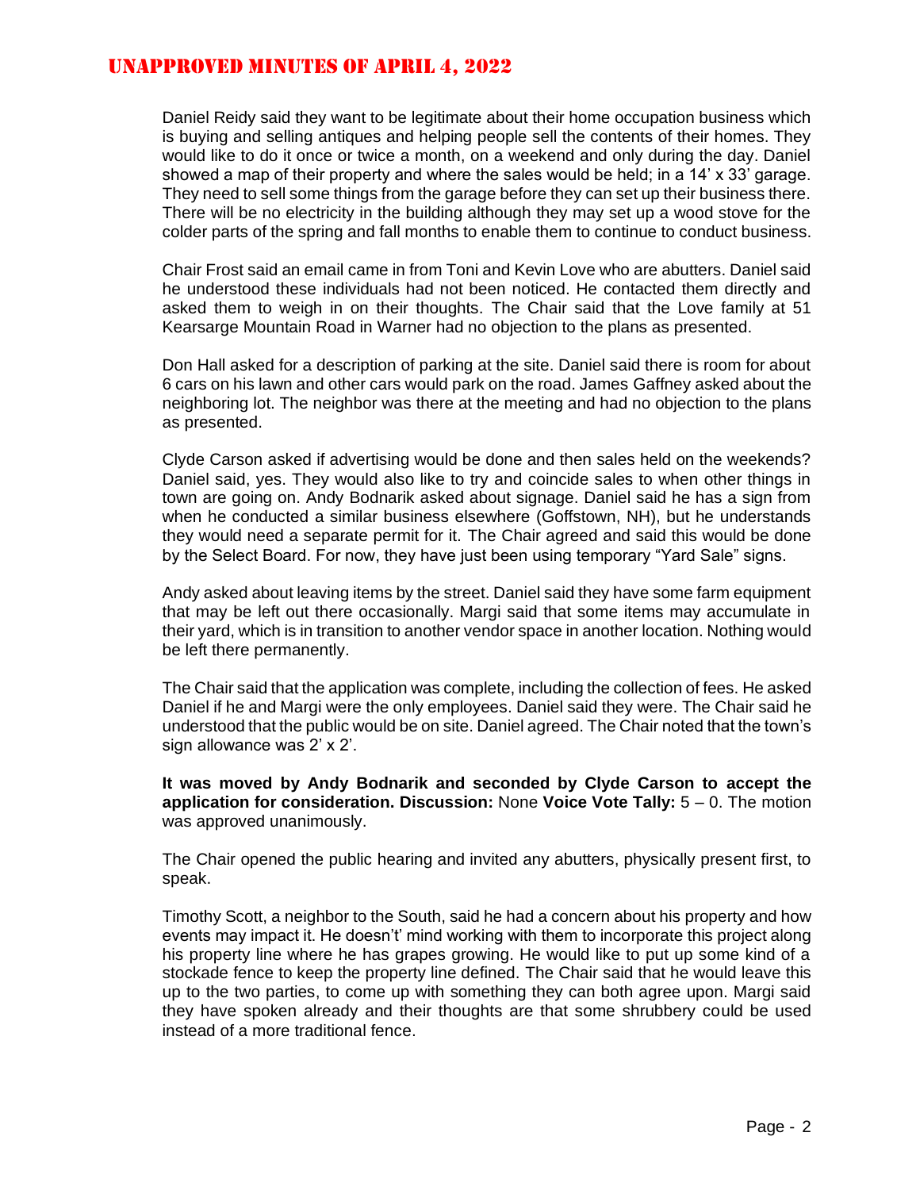Daniel Reidy said they want to be legitimate about their home occupation business which is buying and selling antiques and helping people sell the contents of their homes. They would like to do it once or twice a month, on a weekend and only during the day. Daniel showed a map of their property and where the sales would be held; in a 14' x 33' garage. They need to sell some things from the garage before they can set up their business there. There will be no electricity in the building although they may set up a wood stove for the colder parts of the spring and fall months to enable them to continue to conduct business.

Chair Frost said an email came in from Toni and Kevin Love who are abutters. Daniel said he understood these individuals had not been noticed. He contacted them directly and asked them to weigh in on their thoughts. The Chair said that the Love family at 51 Kearsarge Mountain Road in Warner had no objection to the plans as presented.

Don Hall asked for a description of parking at the site. Daniel said there is room for about 6 cars on his lawn and other cars would park on the road. James Gaffney asked about the neighboring lot. The neighbor was there at the meeting and had no objection to the plans as presented.

Clyde Carson asked if advertising would be done and then sales held on the weekends? Daniel said, yes. They would also like to try and coincide sales to when other things in town are going on. Andy Bodnarik asked about signage. Daniel said he has a sign from when he conducted a similar business elsewhere (Goffstown, NH), but he understands they would need a separate permit for it. The Chair agreed and said this would be done by the Select Board. For now, they have just been using temporary "Yard Sale" signs.

Andy asked about leaving items by the street. Daniel said they have some farm equipment that may be left out there occasionally. Margi said that some items may accumulate in their yard, which is in transition to another vendor space in another location. Nothing would be left there permanently.

The Chair said that the application was complete, including the collection of fees. He asked Daniel if he and Margi were the only employees. Daniel said they were. The Chair said he understood that the public would be on site. Daniel agreed. The Chair noted that the town's sign allowance was 2' x 2'.

**It was moved by Andy Bodnarik and seconded by Clyde Carson to accept the application for consideration. Discussion:** None **Voice Vote Tally:** 5 – 0. The motion was approved unanimously.

The Chair opened the public hearing and invited any abutters, physically present first, to speak.

Timothy Scott, a neighbor to the South, said he had a concern about his property and how events may impact it. He doesn't' mind working with them to incorporate this project along his property line where he has grapes growing. He would like to put up some kind of a stockade fence to keep the property line defined. The Chair said that he would leave this up to the two parties, to come up with something they can both agree upon. Margi said they have spoken already and their thoughts are that some shrubbery could be used instead of a more traditional fence.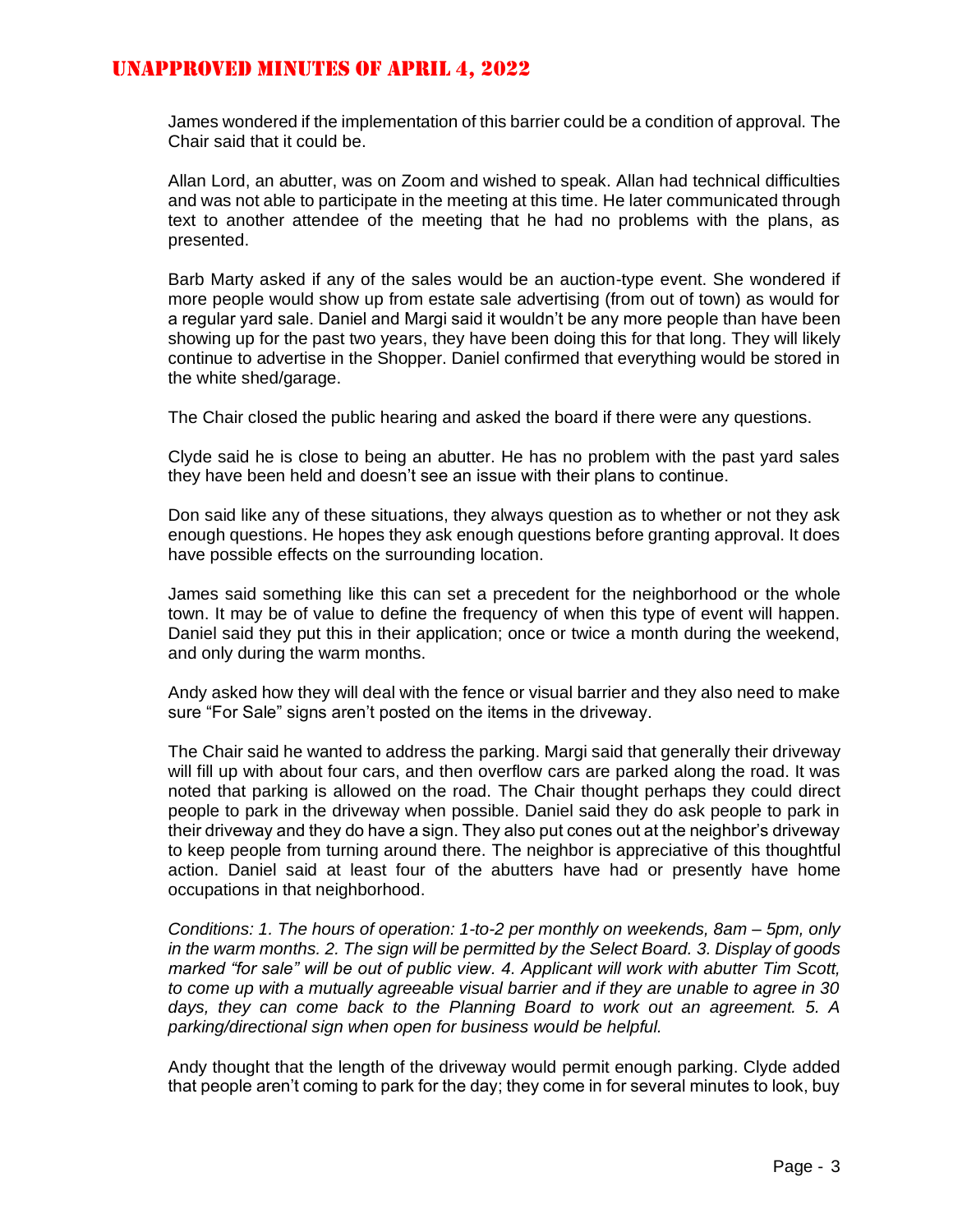James wondered if the implementation of this barrier could be a condition of approval. The Chair said that it could be.

Allan Lord, an abutter, was on Zoom and wished to speak. Allan had technical difficulties and was not able to participate in the meeting at this time. He later communicated through text to another attendee of the meeting that he had no problems with the plans, as presented.

Barb Marty asked if any of the sales would be an auction-type event. She wondered if more people would show up from estate sale advertising (from out of town) as would for a regular yard sale. Daniel and Margi said it wouldn't be any more people than have been showing up for the past two years, they have been doing this for that long. They will likely continue to advertise in the Shopper. Daniel confirmed that everything would be stored in the white shed/garage.

The Chair closed the public hearing and asked the board if there were any questions.

Clyde said he is close to being an abutter. He has no problem with the past yard sales they have been held and doesn't see an issue with their plans to continue.

Don said like any of these situations, they always question as to whether or not they ask enough questions. He hopes they ask enough questions before granting approval. It does have possible effects on the surrounding location.

James said something like this can set a precedent for the neighborhood or the whole town. It may be of value to define the frequency of when this type of event will happen. Daniel said they put this in their application; once or twice a month during the weekend, and only during the warm months.

Andy asked how they will deal with the fence or visual barrier and they also need to make sure "For Sale" signs aren't posted on the items in the driveway.

The Chair said he wanted to address the parking. Margi said that generally their driveway will fill up with about four cars, and then overflow cars are parked along the road. It was noted that parking is allowed on the road. The Chair thought perhaps they could direct people to park in the driveway when possible. Daniel said they do ask people to park in their driveway and they do have a sign. They also put cones out at the neighbor's driveway to keep people from turning around there. The neighbor is appreciative of this thoughtful action. Daniel said at least four of the abutters have had or presently have home occupations in that neighborhood.

*Conditions: 1. The hours of operation: 1-to-2 per monthly on weekends, 8am – 5pm, only in the warm months. 2. The sign will be permitted by the Select Board. 3. Display of goods marked "for sale" will be out of public view. 4. Applicant will work with abutter Tim Scott, to come up with a mutually agreeable visual barrier and if they are unable to agree in 30 days, they can come back to the Planning Board to work out an agreement. 5. A parking/directional sign when open for business would be helpful.*

Andy thought that the length of the driveway would permit enough parking. Clyde added that people aren't coming to park for the day; they come in for several minutes to look, buy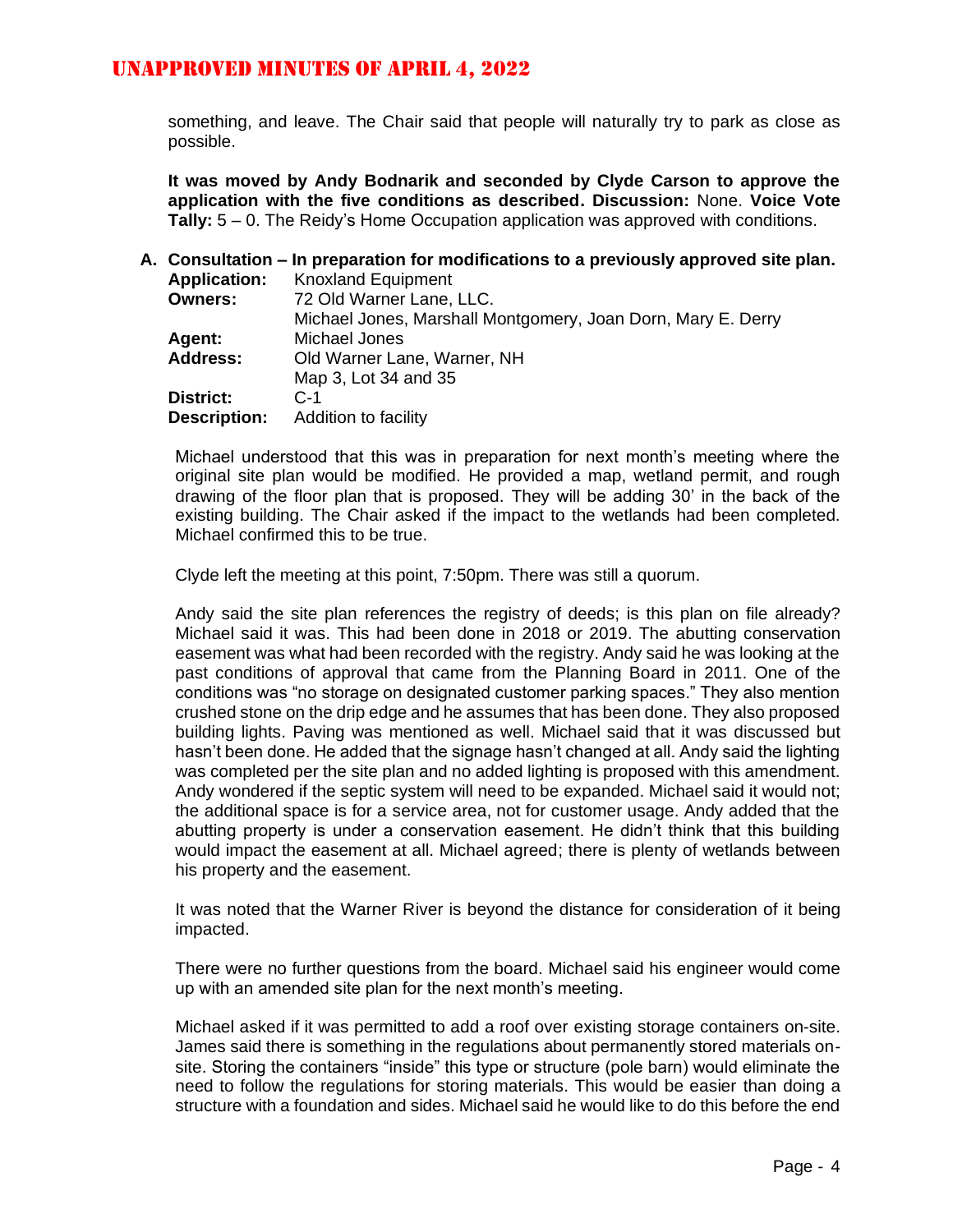something, and leave. The Chair said that people will naturally try to park as close as possible.

**It was moved by Andy Bodnarik and seconded by Clyde Carson to approve the application with the five conditions as described. Discussion:** None. **Voice Vote Tally:** 5 – 0. The Reidy's Home Occupation application was approved with conditions.

**A. Consultation – In preparation for modifications to a previously approved site plan.**

**Application:** Knoxland Equipment
**Owners:** 72 Old Warner Lane, LLC.
Michael Jones, Marshall Montgomery, Joan Dorn, Mary E. Derry
**Agent:** Michael Jones
**Address:** Old Warner Lane, Warner, NH
Map 3, Lot 34 and 35
**District:** C-1
**Description:** Addition to facility

Michael understood that this was in preparation for next month's meeting where the original site plan would be modified. He provided a map, wetland permit, and rough drawing of the floor plan that is proposed. They will be adding 30' in the back of the existing building. The Chair asked if the impact to the wetlands had been completed. Michael confirmed this to be true.

Clyde left the meeting at this point, 7:50pm. There was still a quorum.

Andy said the site plan references the registry of deeds; is this plan on file already? Michael said it was. This had been done in 2018 or 2019. The abutting conservation easement was what had been recorded with the registry. Andy said he was looking at the past conditions of approval that came from the Planning Board in 2011. One of the conditions was "no storage on designated customer parking spaces." They also mention crushed stone on the drip edge and he assumes that has been done. They also proposed building lights. Paving was mentioned as well. Michael said that it was discussed but hasn't been done. He added that the signage hasn't changed at all. Andy said the lighting was completed per the site plan and no added lighting is proposed with this amendment. Andy wondered if the septic system will need to be expanded. Michael said it would not; the additional space is for a service area, not for customer usage. Andy added that the abutting property is under a conservation easement. He didn't think that this building would impact the easement at all. Michael agreed; there is plenty of wetlands between his property and the easement.

It was noted that the Warner River is beyond the distance for consideration of it being impacted.

There were no further questions from the board. Michael said his engineer would come up with an amended site plan for the next month's meeting.

Michael asked if it was permitted to add a roof over existing storage containers on-site. James said there is something in the regulations about permanently stored materials on-site. Storing the containers "inside" this type or structure (pole barn) would eliminate the need to follow the regulations for storing materials. This would be easier than doing a structure with a foundation and sides. Michael said he would like to do this before the end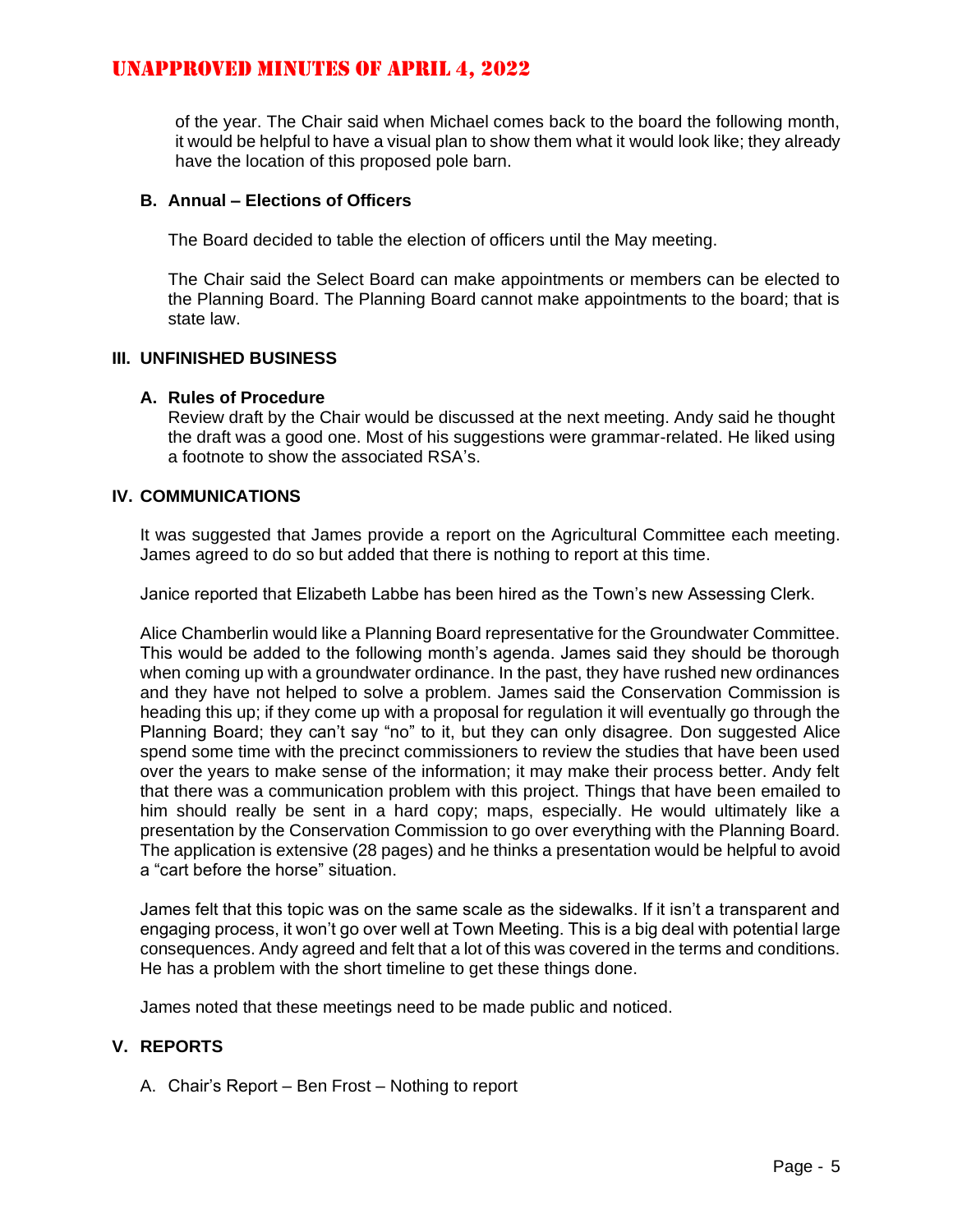of the year. The Chair said when Michael comes back to the board the following month, it would be helpful to have a visual plan to show them what it would look like; they already have the location of this proposed pole barn.

**B. Annual – Elections of Officers**

The Board decided to table the election of officers until the May meeting.

The Chair said the Select Board can make appointments or members can be elected to the Planning Board. The Planning Board cannot make appointments to the board; that is state law.

## III. UNFINISHED BUSINESS

**A. Rules of Procedure**

Review draft by the Chair would be discussed at the next meeting. Andy said he thought the draft was a good one. Most of his suggestions were grammar-related. He liked using a footnote to show the associated RSA's.

## IV. COMMUNICATIONS

It was suggested that James provide a report on the Agricultural Committee each meeting. James agreed to do so but added that there is nothing to report at this time.

Janice reported that Elizabeth Labbe has been hired as the Town's new Assessing Clerk.

Alice Chamberlin would like a Planning Board representative for the Groundwater Committee. This would be added to the following month's agenda. James said they should be thorough when coming up with a groundwater ordinance. In the past, they have rushed new ordinances and they have not helped to solve a problem. James said the Conservation Commission is heading this up; if they come up with a proposal for regulation it will eventually go through the Planning Board; they can't say "no" to it, but they can only disagree. Don suggested Alice spend some time with the precinct commissioners to review the studies that have been used over the years to make sense of the information; it may make their process better. Andy felt that there was a communication problem with this project. Things that have been emailed to him should really be sent in a hard copy; maps, especially. He would ultimately like a presentation by the Conservation Commission to go over everything with the Planning Board. The application is extensive (28 pages) and he thinks a presentation would be helpful to avoid a "cart before the horse" situation.

James felt that this topic was on the same scale as the sidewalks. If it isn't a transparent and engaging process, it won't go over well at Town Meeting. This is a big deal with potential large consequences. Andy agreed and felt that a lot of this was covered in the terms and conditions. He has a problem with the short timeline to get these things done.

James noted that these meetings need to be made public and noticed.

## V. REPORTS

A. Chair's Report – Ben Frost – Nothing to report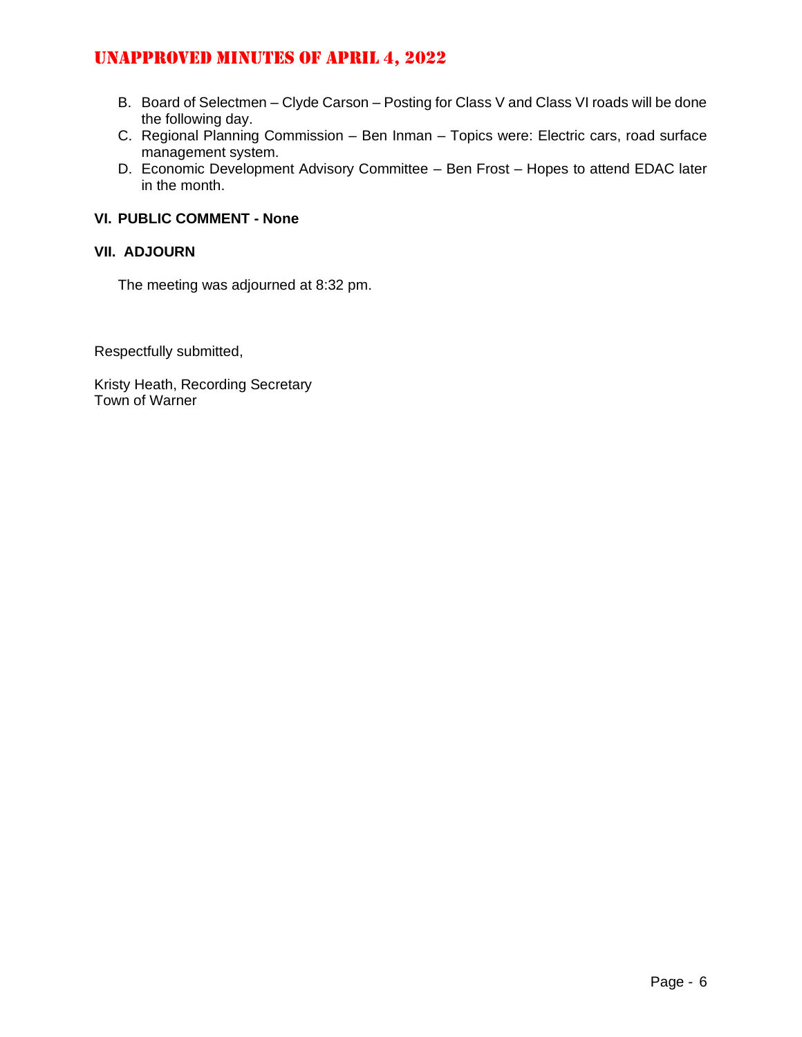B. Board of Selectmen – Clyde Carson – Posting for Class V and Class VI roads will be done the following day.
C. Regional Planning Commission – Ben Inman – Topics were: Electric cars, road surface management system.
D. Economic Development Advisory Committee – Ben Frost – Hopes to attend EDAC later in the month.

**VI. PUBLIC COMMENT - None**

**VII. ADJOURN**

The meeting was adjourned at 8:32 pm.

Respectfully submitted,

Kristy Heath, Recording Secretary
Town of Warner